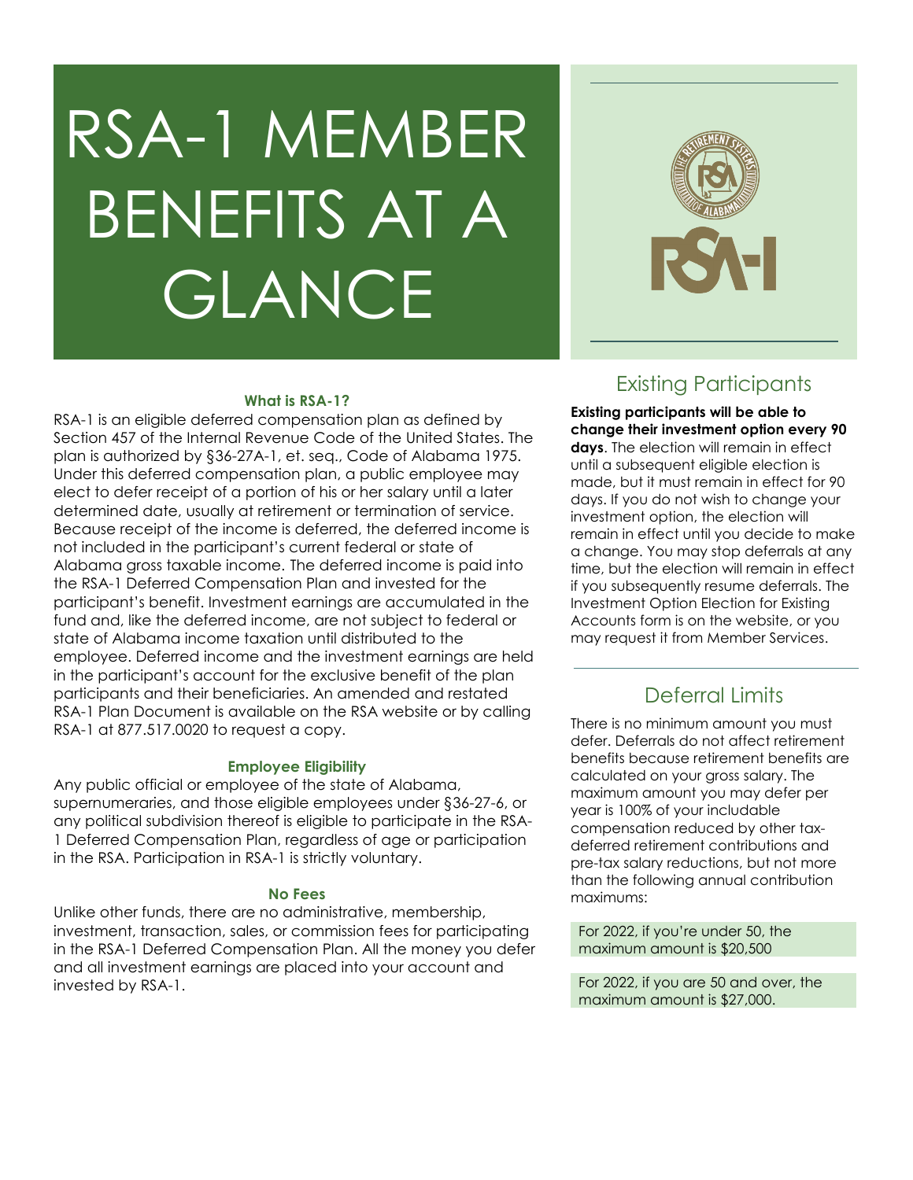# RSA-1 MEMBER BENEFITS AT A GLANCE

### What is RSA-1?

RSA-1 is an eligible deferred compensation plan as defined by Section 457 of the Internal Revenue Code of the United States. The plan is authorized by §36-27A-1, et. seq., Code of Alabama 1975. Under this deferred compensation plan, a public employee may elect to defer receipt of a portion of his or her salary until a later determined date, usually at retirement or termination of service. Because receipt of the income is deferred, the deferred income is not included in the participant's current federal or state of Alabama gross taxable income. The deferred income is paid into the RSA-1 Deferred Compensation Plan and invested for the participant's benefit. Investment earnings are accumulated in the fund and, like the deferred income, are not subject to federal or state of Alabama income taxation until distributed to the employee. Deferred income and the investment earnings are held in the participant's account for the exclusive benefit of the plan participants and their beneficiaries. An amended and restated RSA-1 Plan Document is available on the RSA website or by calling RSA-1 at 877.517.0020 to request a copy.

### Employee Eligibility

Any public official or employee of the state of Alabama, supernumeraries, and those eligible employees under §36-27-6, or any political subdivision thereof is eligible to participate in the RSA-1 Deferred Compensation Plan, regardless of age or participation in the RSA. Participation in RSA-1 is strictly voluntary.

### No Fees

Unlike other funds, there are no administrative, membership, investment, transaction, sales, or commission fees for participating in the RSA-1 Deferred Compensation Plan. All the money you defer and all investment earnings are placed into your account and invested by RSA-1.

## Existing Participants

**Existing participants will be able to change their investment option every 90 days**. The election will remain in effect until a subsequent eligible election is made, but it must remain in effect for 90 days. If you do not wish to change your investment option, the election will remain in effect until you decide to make a change. You may stop deferrals at any time, but the election will remain in effect if you subsequently resume deferrals. The Investment Option Election for Existing Accounts form is on the website, or you may request it from Member Services.

## Deferral Limits

There is no minimum amount you must defer. Deferrals do not affect retirement benefits because retirement benefits are calculated on your gross salary. The maximum amount you may defer per year is 100% of your includable compensation reduced by other tax-deferred retirement contributions and pre-tax salary reductions, but not more than the following annual contribution maximums:

For 2022, if you're under 50, the maximum amount is $20,500

For 2022, if you are 50 and over, the maximum amount is $27,000.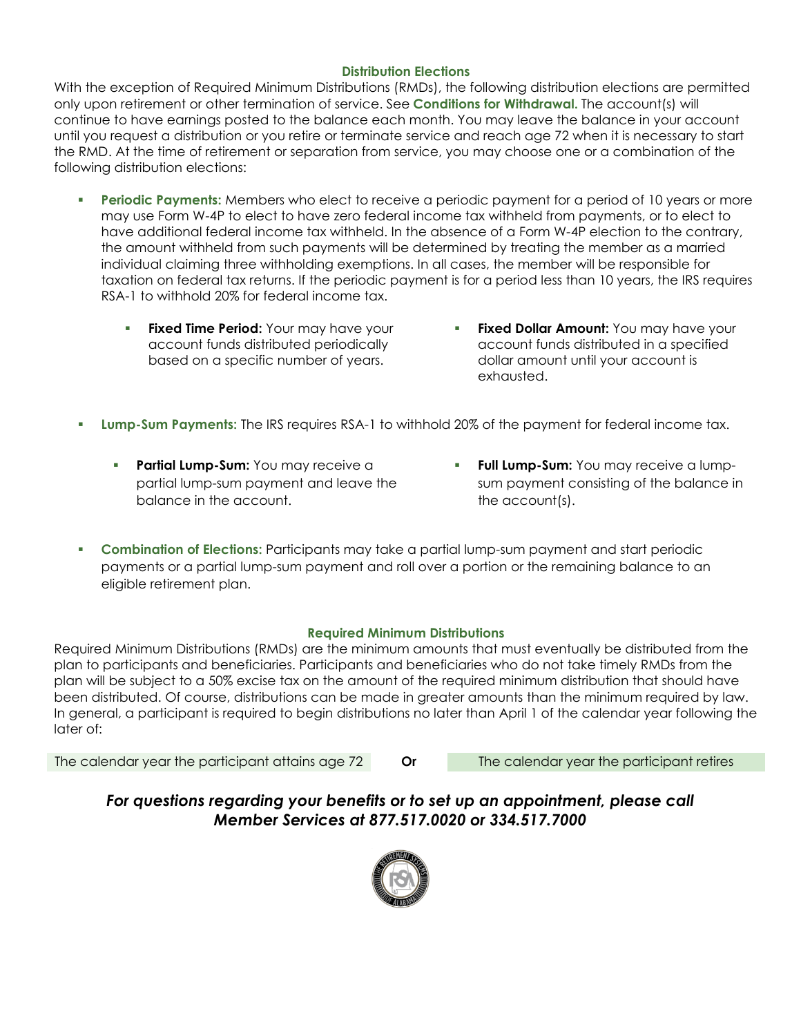## Distribution Elections

With the exception of Required Minimum Distributions (RMDs), the following distribution elections are permitted only upon retirement or other termination of service. See **Conditions for Withdrawal.** The account(s) will continue to have earnings posted to the balance each month. You may leave the balance in your account until you request a distribution or you retire or terminate service and reach age 72 when it is necessary to start the RMD. At the time of retirement or separation from service, you may choose one or a combination of the following distribution elections:

- **Periodic Payments:** Members who elect to receive a periodic payment for a period of 10 years or more may use Form W-4P to elect to have zero federal income tax withheld from payments, or to elect to have additional federal income tax withheld. In the absence of a Form W-4P election to the contrary, the amount withheld from such payments will be determined by treating the member as a married individual claiming three withholding exemptions. In all cases, the member will be responsible for taxation on federal tax returns. If the periodic payment is for a period less than 10 years, the IRS requires RSA-1 to withhold 20% for federal income tax.
  - **Fixed Time Period:** Your may have your account funds distributed periodically based on a specific number of years.
  - **Fixed Dollar Amount:** You may have your account funds distributed in a specified dollar amount until your account is exhausted.
- **Lump-Sum Payments:** The IRS requires RSA-1 to withhold 20% of the payment for federal income tax.
  - **Partial Lump-Sum:** You may receive a partial lump-sum payment and leave the balance in the account.
  - **Full Lump-Sum:** You may receive a lump-sum payment consisting of the balance in the account(s).
- **Combination of Elections:** Participants may take a partial lump-sum payment and start periodic payments or a partial lump-sum payment and roll over a portion or the remaining balance to an eligible retirement plan.

## Required Minimum Distributions

Required Minimum Distributions (RMDs) are the minimum amounts that must eventually be distributed from the plan to participants and beneficiaries. Participants and beneficiaries who do not take timely RMDs from the plan will be subject to a 50% excise tax on the amount of the required minimum distribution that should have been distributed. Of course, distributions can be made in greater amounts than the minimum required by law. In general, a participant is required to begin distributions no later than April 1 of the calendar year following the later of:

| | | |
|---|---|---|
| The calendar year the participant attains age 72 | **Or** | The calendar year the participant retires |

***For questions regarding your benefits or to set up an appointment, please call Member Services at 877.517.0020 or 334.517.7000***